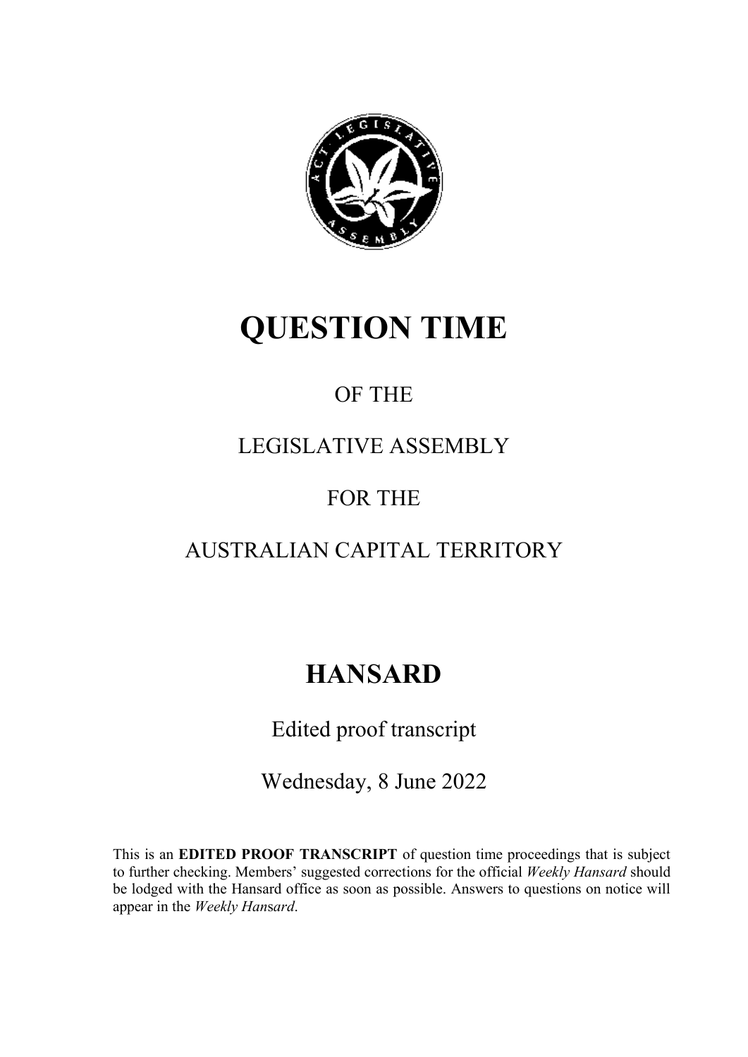# QUESTION TIME

OF THE

LEGISLATIVE ASSEMBLY

FOR THE

AUSTRALIAN CAPITAL TERRITORY

# HANSARD

Edited proof transcript

Wednesday, 8 June 2022

This is an **EDITED PROOF TRANSCRIPT** of question time proceedings that is subject to further checking. Members' suggested corrections for the official *Weekly Hansard* should be lodged with the Hansard office as soon as possible. Answers to questions on notice will appear in the *Weekly Hansard*.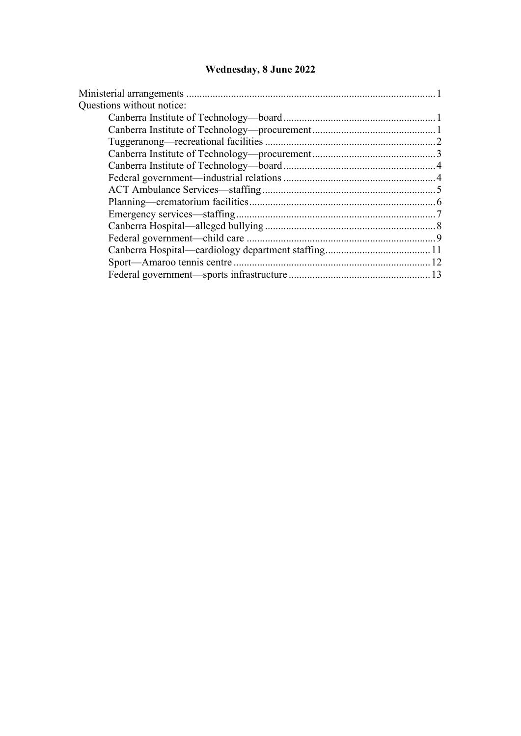# Wednesday, 8 June 2022

Ministerial arrangements ............................................................................................1

Questions without notice:

- Canberra Institute of Technology—board.........................................................1
- Canberra Institute of Technology—procurement..............................................1
- Tuggeranong—recreational facilities ................................................................2
- Canberra Institute of Technology—procurement..............................................3
- Canberra Institute of Technology—board.........................................................4
- Federal government—industrial relations .........................................................4
- ACT Ambulance Services—staffing .................................................................5
- Planning—crematorium facilities......................................................................6
- Emergency services—staffing...........................................................................7
- Canberra Hospital—alleged bullying ................................................................8
- Federal government—child care .......................................................................9
- Canberra Hospital—cardiology department staffing........................................11
- Sport—Amaroo tennis centre ..........................................................................12
- Federal government—sports infrastructure .....................................................13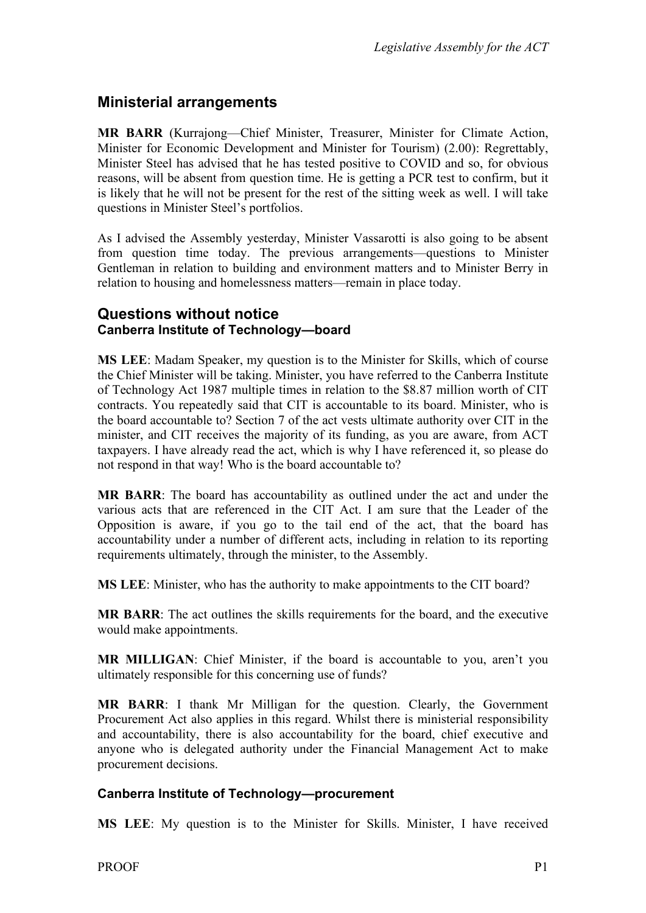## Ministerial arrangements

**MR BARR** (Kurrajong—Chief Minister, Treasurer, Minister for Climate Action, Minister for Economic Development and Minister for Tourism) (2.00): Regrettably, Minister Steel has advised that he has tested positive to COVID and so, for obvious reasons, will be absent from question time. He is getting a PCR test to confirm, but it is likely that he will not be present for the rest of the sitting week as well. I will take questions in Minister Steel's portfolios.

As I advised the Assembly yesterday, Minister Vassarotti is also going to be absent from question time today. The previous arrangements—questions to Minister Gentleman in relation to building and environment matters and to Minister Berry in relation to housing and homelessness matters—remain in place today.

## Questions without notice

### Canberra Institute of Technology—board

**MS LEE**: Madam Speaker, my question is to the Minister for Skills, which of course the Chief Minister will be taking. Minister, you have referred to the Canberra Institute of Technology Act 1987 multiple times in relation to the $8.87 million worth of CIT contracts. You repeatedly said that CIT is accountable to its board. Minister, who is the board accountable to? Section 7 of the act vests ultimate authority over CIT in the minister, and CIT receives the majority of its funding, as you are aware, from ACT taxpayers. I have already read the act, which is why I have referenced it, so please do not respond in that way! Who is the board accountable to?

**MR BARR**: The board has accountability as outlined under the act and under the various acts that are referenced in the CIT Act. I am sure that the Leader of the Opposition is aware, if you go to the tail end of the act, that the board has accountability under a number of different acts, including in relation to its reporting requirements ultimately, through the minister, to the Assembly.

**MS LEE**: Minister, who has the authority to make appointments to the CIT board?

**MR BARR**: The act outlines the skills requirements for the board, and the executive would make appointments.

**MR MILLIGAN**: Chief Minister, if the board is accountable to you, aren't you ultimately responsible for this concerning use of funds?

**MR BARR**: I thank Mr Milligan for the question. Clearly, the Government Procurement Act also applies in this regard. Whilst there is ministerial responsibility and accountability, there is also accountability for the board, chief executive and anyone who is delegated authority under the Financial Management Act to make procurement decisions.

### Canberra Institute of Technology—procurement

**MS LEE**: My question is to the Minister for Skills. Minister, I have received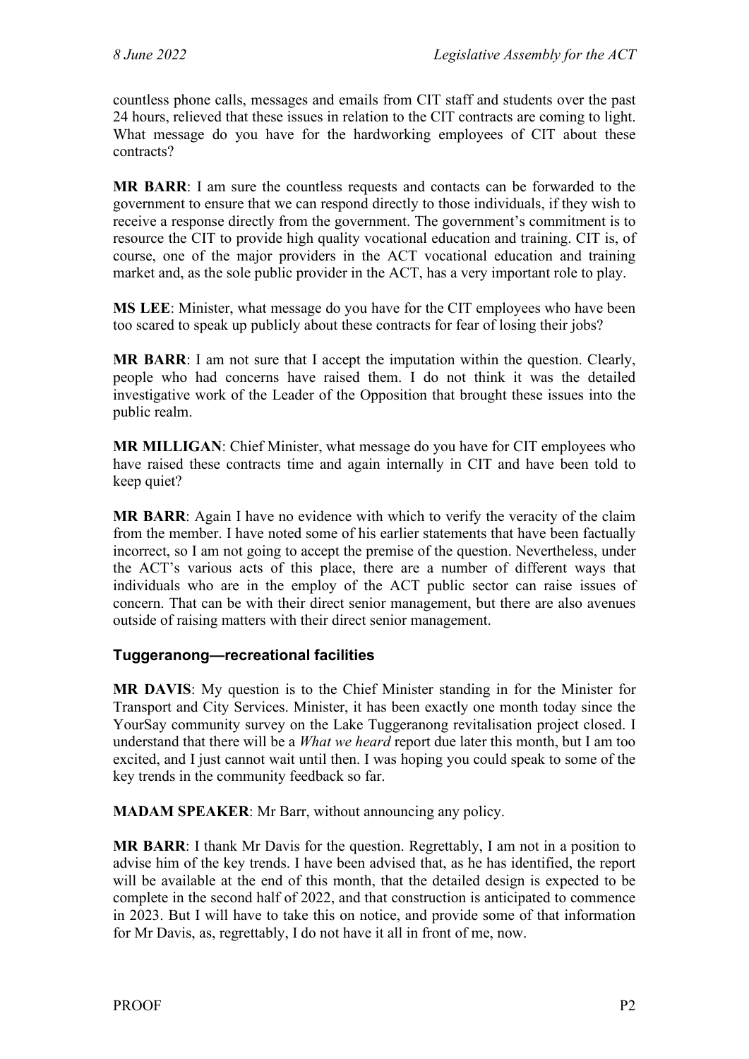countless phone calls, messages and emails from CIT staff and students over the past 24 hours, relieved that these issues in relation to the CIT contracts are coming to light. What message do you have for the hardworking employees of CIT about these contracts?

**MR BARR**: I am sure the countless requests and contacts can be forwarded to the government to ensure that we can respond directly to those individuals, if they wish to receive a response directly from the government. The government's commitment is to resource the CIT to provide high quality vocational education and training. CIT is, of course, one of the major providers in the ACT vocational education and training market and, as the sole public provider in the ACT, has a very important role to play.

**MS LEE**: Minister, what message do you have for the CIT employees who have been too scared to speak up publicly about these contracts for fear of losing their jobs?

**MR BARR**: I am not sure that I accept the imputation within the question. Clearly, people who had concerns have raised them. I do not think it was the detailed investigative work of the Leader of the Opposition that brought these issues into the public realm.

**MR MILLIGAN**: Chief Minister, what message do you have for CIT employees who have raised these contracts time and again internally in CIT and have been told to keep quiet?

**MR BARR**: Again I have no evidence with which to verify the veracity of the claim from the member. I have noted some of his earlier statements that have been factually incorrect, so I am not going to accept the premise of the question. Nevertheless, under the ACT's various acts of this place, there are a number of different ways that individuals who are in the employ of the ACT public sector can raise issues of concern. That can be with their direct senior management, but there are also avenues outside of raising matters with their direct senior management.

### Tuggeranong—recreational facilities

**MR DAVIS**: My question is to the Chief Minister standing in for the Minister for Transport and City Services. Minister, it has been exactly one month today since the YourSay community survey on the Lake Tuggeranong revitalisation project closed. I understand that there will be a *What we heard* report due later this month, but I am too excited, and I just cannot wait until then. I was hoping you could speak to some of the key trends in the community feedback so far.

**MADAM SPEAKER**: Mr Barr, without announcing any policy.

**MR BARR**: I thank Mr Davis for the question. Regrettably, I am not in a position to advise him of the key trends. I have been advised that, as he has identified, the report will be available at the end of this month, that the detailed design is expected to be complete in the second half of 2022, and that construction is anticipated to commence in 2023. But I will have to take this on notice, and provide some of that information for Mr Davis, as, regrettably, I do not have it all in front of me, now.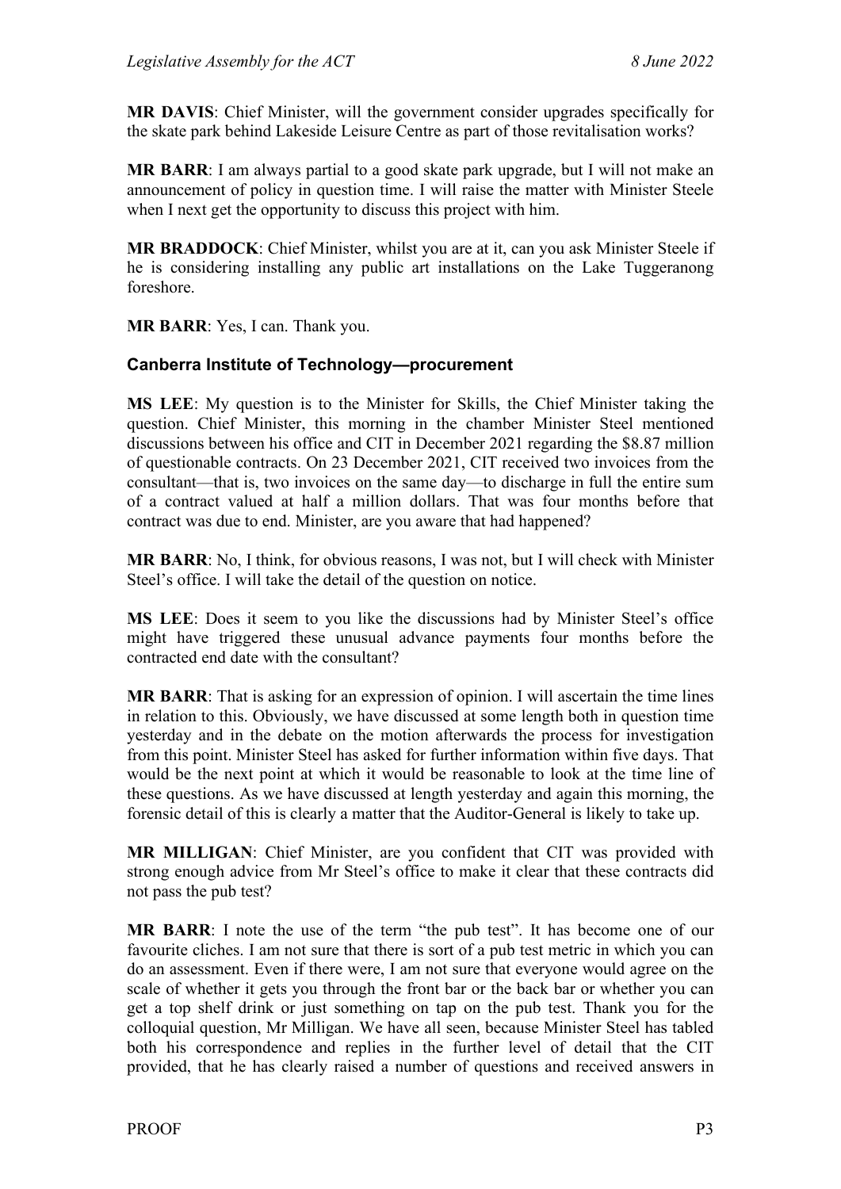**MR DAVIS**: Chief Minister, will the government consider upgrades specifically for the skate park behind Lakeside Leisure Centre as part of those revitalisation works?

**MR BARR**: I am always partial to a good skate park upgrade, but I will not make an announcement of policy in question time. I will raise the matter with Minister Steele when I next get the opportunity to discuss this project with him.

**MR BRADDOCK**: Chief Minister, whilst you are at it, can you ask Minister Steele if he is considering installing any public art installations on the Lake Tuggeranong foreshore.

**MR BARR**: Yes, I can. Thank you.

### Canberra Institute of Technology—procurement

**MS LEE**: My question is to the Minister for Skills, the Chief Minister taking the question. Chief Minister, this morning in the chamber Minister Steel mentioned discussions between his office and CIT in December 2021 regarding the $8.87 million of questionable contracts. On 23 December 2021, CIT received two invoices from the consultant—that is, two invoices on the same day—to discharge in full the entire sum of a contract valued at half a million dollars. That was four months before that contract was due to end. Minister, are you aware that had happened?

**MR BARR**: No, I think, for obvious reasons, I was not, but I will check with Minister Steel's office. I will take the detail of the question on notice.

**MS LEE**: Does it seem to you like the discussions had by Minister Steel's office might have triggered these unusual advance payments four months before the contracted end date with the consultant?

**MR BARR**: That is asking for an expression of opinion. I will ascertain the time lines in relation to this. Obviously, we have discussed at some length both in question time yesterday and in the debate on the motion afterwards the process for investigation from this point. Minister Steel has asked for further information within five days. That would be the next point at which it would be reasonable to look at the time line of these questions. As we have discussed at length yesterday and again this morning, the forensic detail of this is clearly a matter that the Auditor-General is likely to take up.

**MR MILLIGAN**: Chief Minister, are you confident that CIT was provided with strong enough advice from Mr Steel's office to make it clear that these contracts did not pass the pub test?

**MR BARR**: I note the use of the term "the pub test". It has become one of our favourite cliches. I am not sure that there is sort of a pub test metric in which you can do an assessment. Even if there were, I am not sure that everyone would agree on the scale of whether it gets you through the front bar or the back bar or whether you can get a top shelf drink or just something on tap on the pub test. Thank you for the colloquial question, Mr Milligan. We have all seen, because Minister Steel has tabled both his correspondence and replies in the further level of detail that the CIT provided, that he has clearly raised a number of questions and received answers in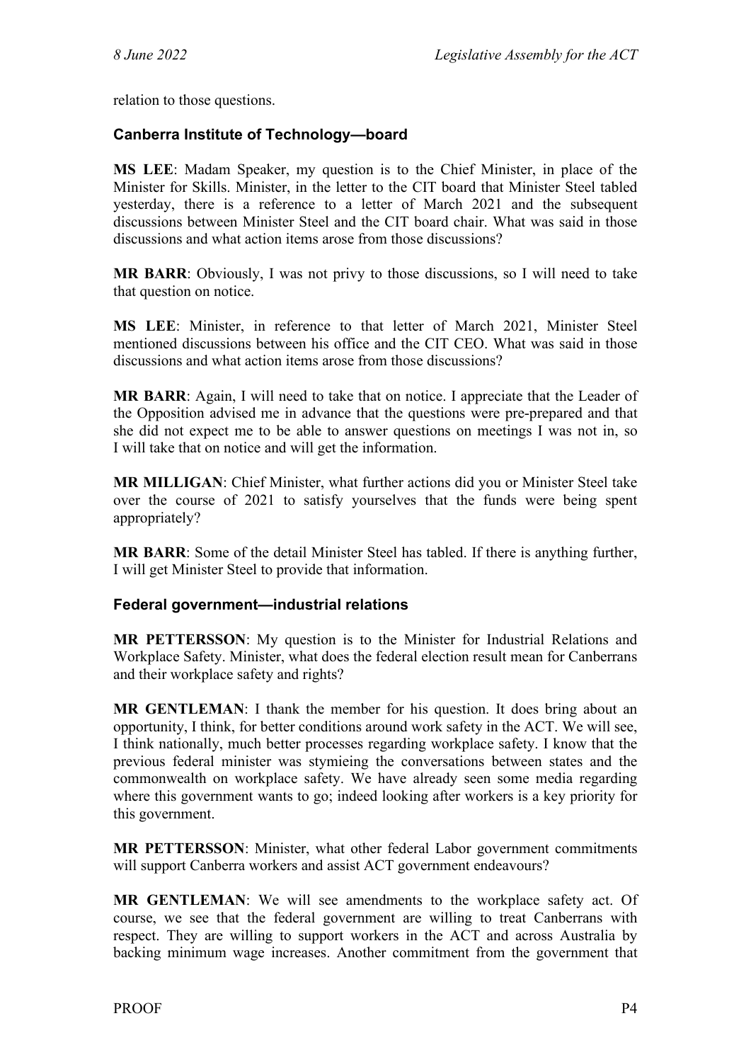relation to those questions.

### Canberra Institute of Technology—board

**MS LEE**: Madam Speaker, my question is to the Chief Minister, in place of the Minister for Skills. Minister, in the letter to the CIT board that Minister Steel tabled yesterday, there is a reference to a letter of March 2021 and the subsequent discussions between Minister Steel and the CIT board chair. What was said in those discussions and what action items arose from those discussions?

**MR BARR**: Obviously, I was not privy to those discussions, so I will need to take that question on notice.

**MS LEE**: Minister, in reference to that letter of March 2021, Minister Steel mentioned discussions between his office and the CIT CEO. What was said in those discussions and what action items arose from those discussions?

**MR BARR**: Again, I will need to take that on notice. I appreciate that the Leader of the Opposition advised me in advance that the questions were pre-prepared and that she did not expect me to be able to answer questions on meetings I was not in, so I will take that on notice and will get the information.

**MR MILLIGAN**: Chief Minister, what further actions did you or Minister Steel take over the course of 2021 to satisfy yourselves that the funds were being spent appropriately?

**MR BARR**: Some of the detail Minister Steel has tabled. If there is anything further, I will get Minister Steel to provide that information.

### Federal government—industrial relations

**MR PETTERSSON**: My question is to the Minister for Industrial Relations and Workplace Safety. Minister, what does the federal election result mean for Canberrans and their workplace safety and rights?

**MR GENTLEMAN**: I thank the member for his question. It does bring about an opportunity, I think, for better conditions around work safety in the ACT. We will see, I think nationally, much better processes regarding workplace safety. I know that the previous federal minister was stymieing the conversations between states and the commonwealth on workplace safety. We have already seen some media regarding where this government wants to go; indeed looking after workers is a key priority for this government.

**MR PETTERSSON**: Minister, what other federal Labor government commitments will support Canberra workers and assist ACT government endeavours?

**MR GENTLEMAN**: We will see amendments to the workplace safety act. Of course, we see that the federal government are willing to treat Canberrans with respect. They are willing to support workers in the ACT and across Australia by backing minimum wage increases. Another commitment from the government that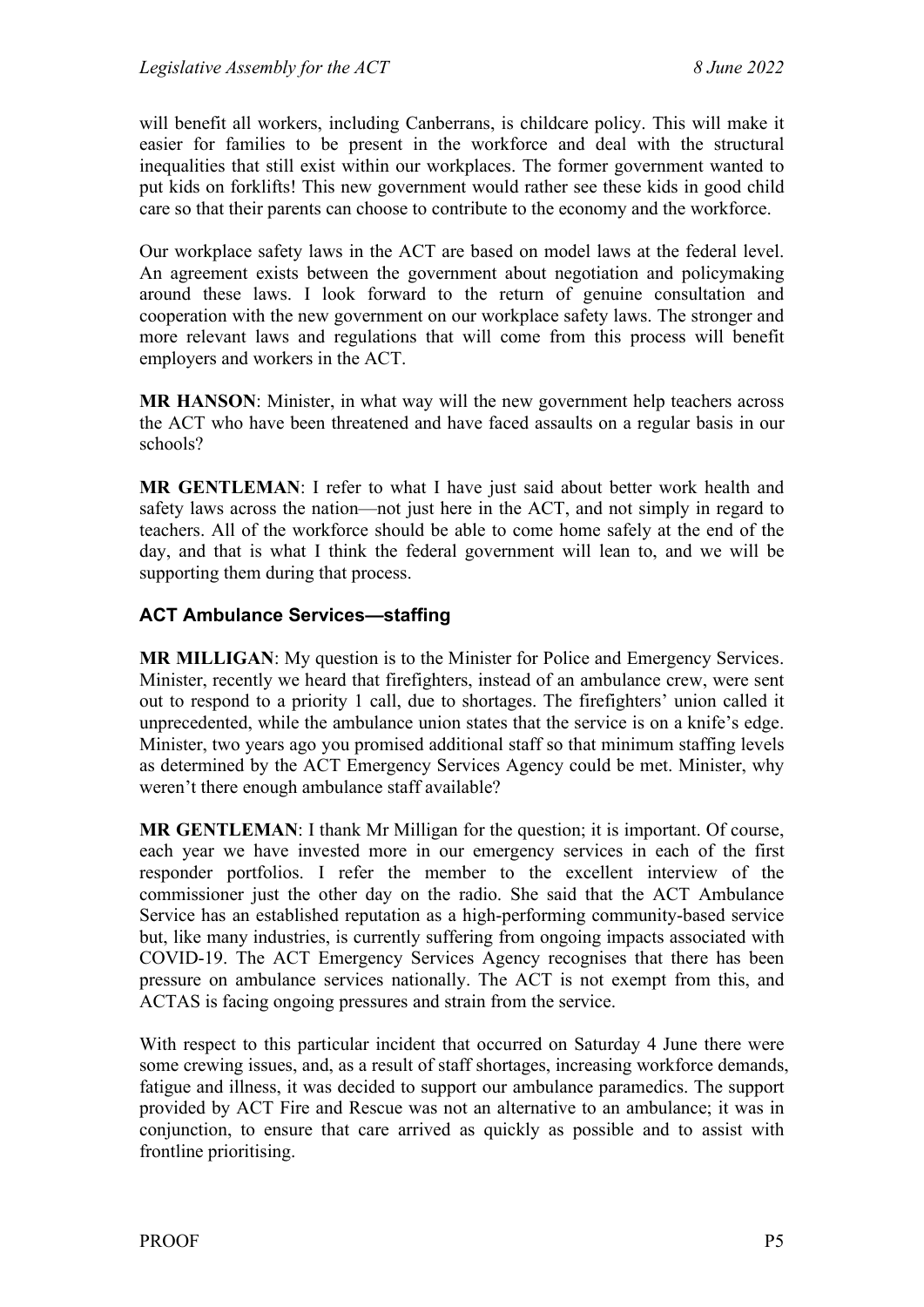will benefit all workers, including Canberrans, is childcare policy. This will make it easier for families to be present in the workforce and deal with the structural inequalities that still exist within our workplaces. The former government wanted to put kids on forklifts! This new government would rather see these kids in good child care so that their parents can choose to contribute to the economy and the workforce.

Our workplace safety laws in the ACT are based on model laws at the federal level. An agreement exists between the government about negotiation and policymaking around these laws. I look forward to the return of genuine consultation and cooperation with the new government on our workplace safety laws. The stronger and more relevant laws and regulations that will come from this process will benefit employers and workers in the ACT.

**MR HANSON**: Minister, in what way will the new government help teachers across the ACT who have been threatened and have faced assaults on a regular basis in our schools?

**MR GENTLEMAN**: I refer to what I have just said about better work health and safety laws across the nation—not just here in the ACT, and not simply in regard to teachers. All of the workforce should be able to come home safely at the end of the day, and that is what I think the federal government will lean to, and we will be supporting them during that process.

### ACT Ambulance Services—staffing

**MR MILLIGAN**: My question is to the Minister for Police and Emergency Services. Minister, recently we heard that firefighters, instead of an ambulance crew, were sent out to respond to a priority 1 call, due to shortages. The firefighters' union called it unprecedented, while the ambulance union states that the service is on a knife's edge. Minister, two years ago you promised additional staff so that minimum staffing levels as determined by the ACT Emergency Services Agency could be met. Minister, why weren't there enough ambulance staff available?

**MR GENTLEMAN**: I thank Mr Milligan for the question; it is important. Of course, each year we have invested more in our emergency services in each of the first responder portfolios. I refer the member to the excellent interview of the commissioner just the other day on the radio. She said that the ACT Ambulance Service has an established reputation as a high-performing community-based service but, like many industries, is currently suffering from ongoing impacts associated with COVID-19. The ACT Emergency Services Agency recognises that there has been pressure on ambulance services nationally. The ACT is not exempt from this, and ACTAS is facing ongoing pressures and strain from the service.

With respect to this particular incident that occurred on Saturday 4 June there were some crewing issues, and, as a result of staff shortages, increasing workforce demands, fatigue and illness, it was decided to support our ambulance paramedics. The support provided by ACT Fire and Rescue was not an alternative to an ambulance; it was in conjunction, to ensure that care arrived as quickly as possible and to assist with frontline prioritising.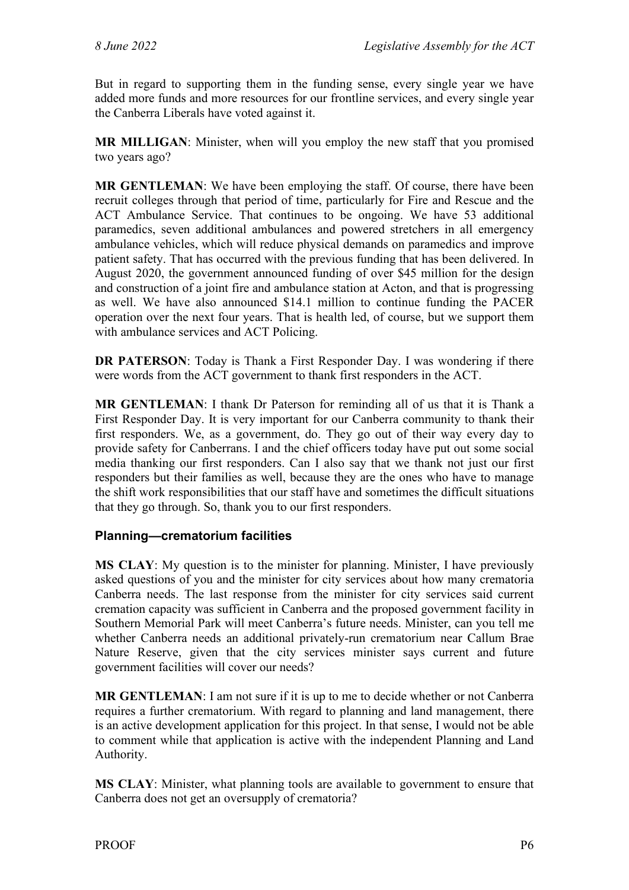But in regard to supporting them in the funding sense, every single year we have added more funds and more resources for our frontline services, and every single year the Canberra Liberals have voted against it.

**MR MILLIGAN**: Minister, when will you employ the new staff that you promised two years ago?

**MR GENTLEMAN**: We have been employing the staff. Of course, there have been recruit colleges through that period of time, particularly for Fire and Rescue and the ACT Ambulance Service. That continues to be ongoing. We have 53 additional paramedics, seven additional ambulances and powered stretchers in all emergency ambulance vehicles, which will reduce physical demands on paramedics and improve patient safety. That has occurred with the previous funding that has been delivered. In August 2020, the government announced funding of over $45 million for the design and construction of a joint fire and ambulance station at Acton, and that is progressing as well. We have also announced $14.1 million to continue funding the PACER operation over the next four years. That is health led, of course, but we support them with ambulance services and ACT Policing.

**DR PATERSON**: Today is Thank a First Responder Day. I was wondering if there were words from the ACT government to thank first responders in the ACT.

**MR GENTLEMAN**: I thank Dr Paterson for reminding all of us that it is Thank a First Responder Day. It is very important for our Canberra community to thank their first responders. We, as a government, do. They go out of their way every day to provide safety for Canberrans. I and the chief officers today have put out some social media thanking our first responders. Can I also say that we thank not just our first responders but their families as well, because they are the ones who have to manage the shift work responsibilities that our staff have and sometimes the difficult situations that they go through. So, thank you to our first responders.

### Planning—crematorium facilities

**MS CLAY**: My question is to the minister for planning. Minister, I have previously asked questions of you and the minister for city services about how many crematoria Canberra needs. The last response from the minister for city services said current cremation capacity was sufficient in Canberra and the proposed government facility in Southern Memorial Park will meet Canberra's future needs. Minister, can you tell me whether Canberra needs an additional privately-run crematorium near Callum Brae Nature Reserve, given that the city services minister says current and future government facilities will cover our needs?

**MR GENTLEMAN**: I am not sure if it is up to me to decide whether or not Canberra requires a further crematorium. With regard to planning and land management, there is an active development application for this project. In that sense, I would not be able to comment while that application is active with the independent Planning and Land Authority.

**MS CLAY**: Minister, what planning tools are available to government to ensure that Canberra does not get an oversupply of crematoria?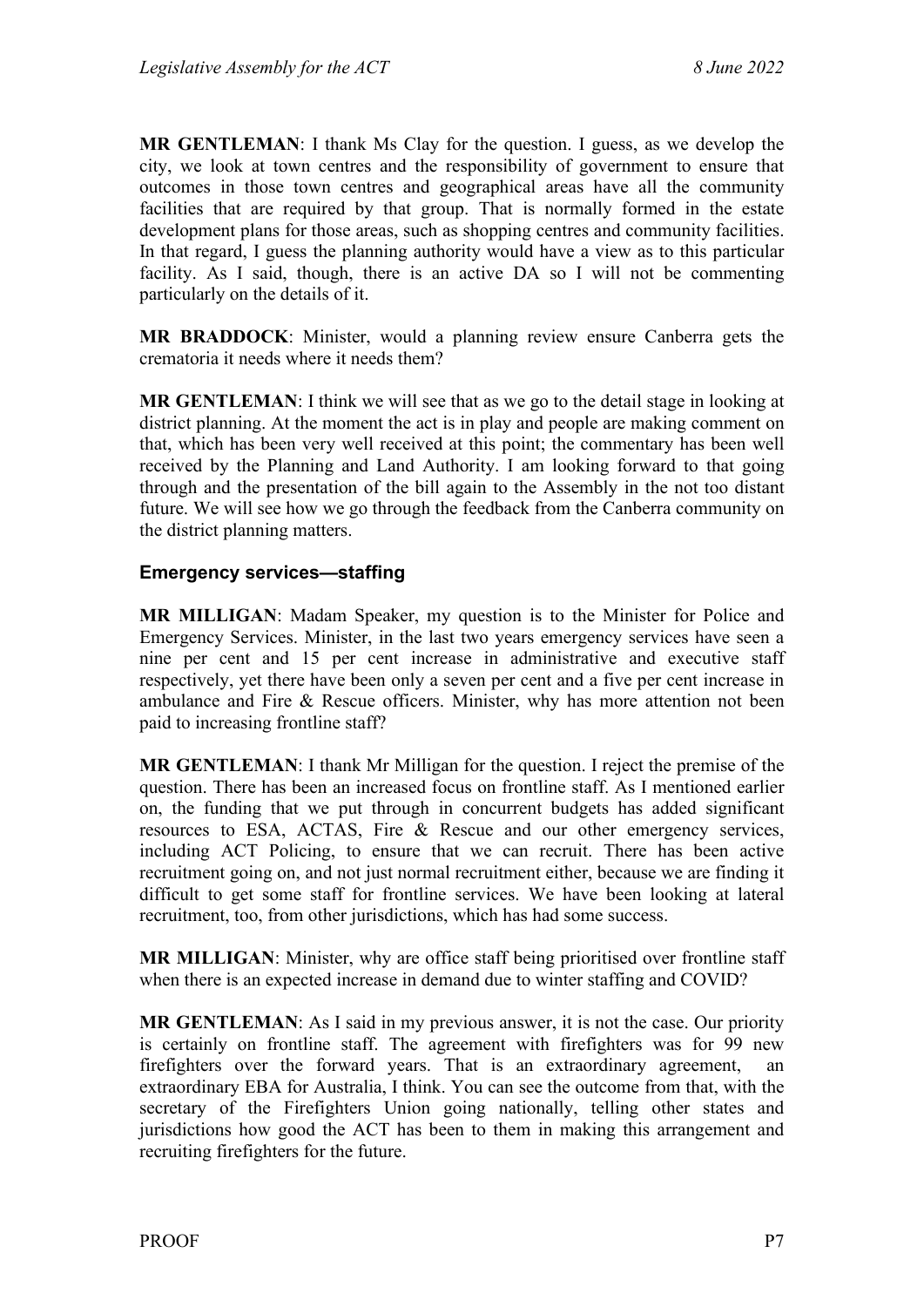**MR GENTLEMAN**: I thank Ms Clay for the question. I guess, as we develop the city, we look at town centres and the responsibility of government to ensure that outcomes in those town centres and geographical areas have all the community facilities that are required by that group. That is normally formed in the estate development plans for those areas, such as shopping centres and community facilities. In that regard, I guess the planning authority would have a view as to this particular facility. As I said, though, there is an active DA so I will not be commenting particularly on the details of it.

**MR BRADDOCK**: Minister, would a planning review ensure Canberra gets the crematoria it needs where it needs them?

**MR GENTLEMAN**: I think we will see that as we go to the detail stage in looking at district planning. At the moment the act is in play and people are making comment on that, which has been very well received at this point; the commentary has been well received by the Planning and Land Authority. I am looking forward to that going through and the presentation of the bill again to the Assembly in the not too distant future. We will see how we go through the feedback from the Canberra community on the district planning matters.

### Emergency services—staffing

**MR MILLIGAN**: Madam Speaker, my question is to the Minister for Police and Emergency Services. Minister, in the last two years emergency services have seen a nine per cent and 15 per cent increase in administrative and executive staff respectively, yet there have been only a seven per cent and a five per cent increase in ambulance and Fire & Rescue officers. Minister, why has more attention not been paid to increasing frontline staff?

**MR GENTLEMAN**: I thank Mr Milligan for the question. I reject the premise of the question. There has been an increased focus on frontline staff. As I mentioned earlier on, the funding that we put through in concurrent budgets has added significant resources to ESA, ACTAS, Fire & Rescue and our other emergency services, including ACT Policing, to ensure that we can recruit. There has been active recruitment going on, and not just normal recruitment either, because we are finding it difficult to get some staff for frontline services. We have been looking at lateral recruitment, too, from other jurisdictions, which has had some success.

**MR MILLIGAN**: Minister, why are office staff being prioritised over frontline staff when there is an expected increase in demand due to winter staffing and COVID?

**MR GENTLEMAN**: As I said in my previous answer, it is not the case. Our priority is certainly on frontline staff. The agreement with firefighters was for 99 new firefighters over the forward years. That is an extraordinary agreement, an extraordinary EBA for Australia, I think. You can see the outcome from that, with the secretary of the Firefighters Union going nationally, telling other states and jurisdictions how good the ACT has been to them in making this arrangement and recruiting firefighters for the future.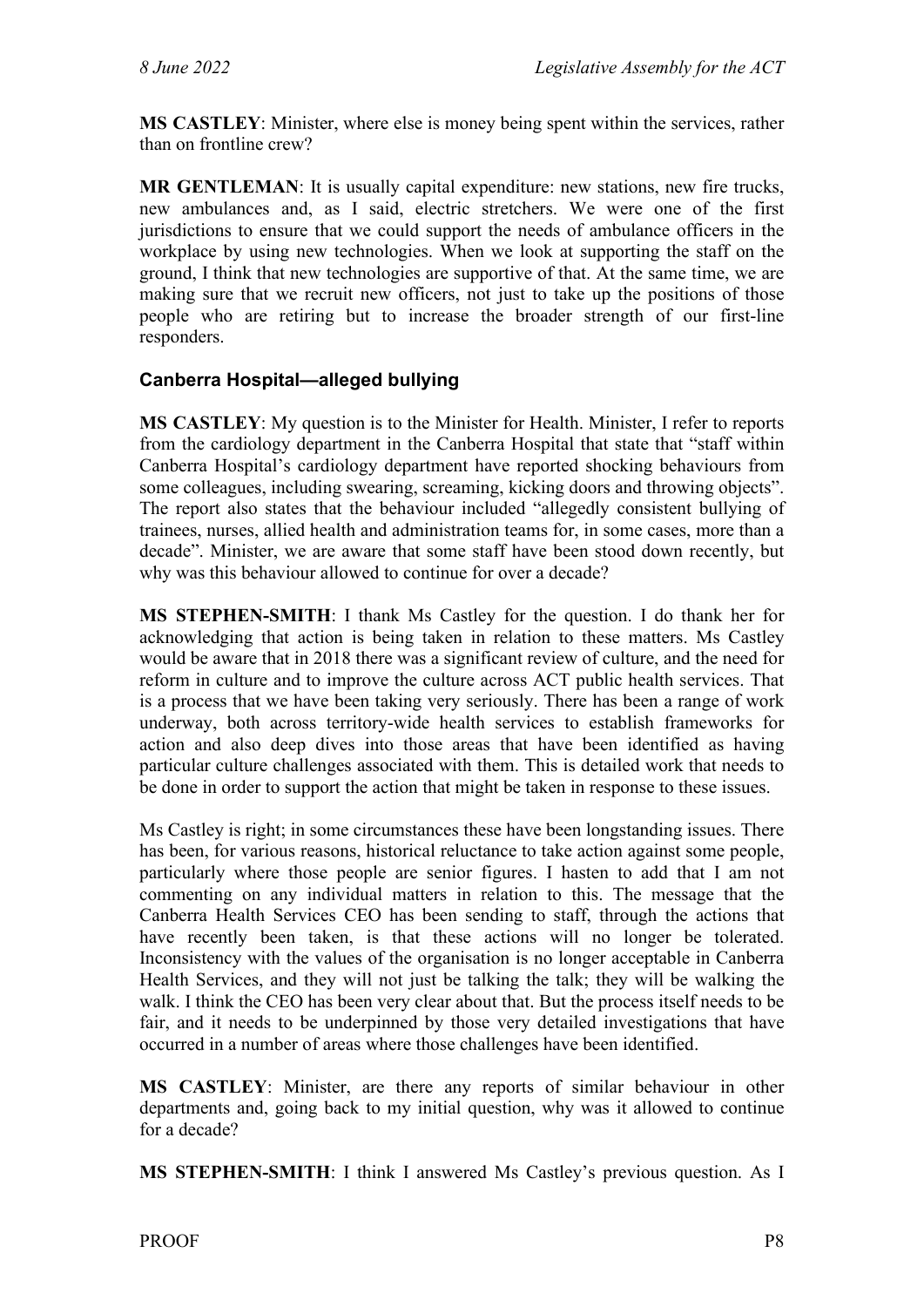**MS CASTLEY**: Minister, where else is money being spent within the services, rather than on frontline crew?

**MR GENTLEMAN**: It is usually capital expenditure: new stations, new fire trucks, new ambulances and, as I said, electric stretchers. We were one of the first jurisdictions to ensure that we could support the needs of ambulance officers in the workplace by using new technologies. When we look at supporting the staff on the ground, I think that new technologies are supportive of that. At the same time, we are making sure that we recruit new officers, not just to take up the positions of those people who are retiring but to increase the broader strength of our first-line responders.

### Canberra Hospital—alleged bullying

**MS CASTLEY**: My question is to the Minister for Health. Minister, I refer to reports from the cardiology department in the Canberra Hospital that state that "staff within Canberra Hospital's cardiology department have reported shocking behaviours from some colleagues, including swearing, screaming, kicking doors and throwing objects". The report also states that the behaviour included "allegedly consistent bullying of trainees, nurses, allied health and administration teams for, in some cases, more than a decade". Minister, we are aware that some staff have been stood down recently, but why was this behaviour allowed to continue for over a decade?

**MS STEPHEN-SMITH**: I thank Ms Castley for the question. I do thank her for acknowledging that action is being taken in relation to these matters. Ms Castley would be aware that in 2018 there was a significant review of culture, and the need for reform in culture and to improve the culture across ACT public health services. That is a process that we have been taking very seriously. There has been a range of work underway, both across territory-wide health services to establish frameworks for action and also deep dives into those areas that have been identified as having particular culture challenges associated with them. This is detailed work that needs to be done in order to support the action that might be taken in response to these issues.

Ms Castley is right; in some circumstances these have been longstanding issues. There has been, for various reasons, historical reluctance to take action against some people, particularly where those people are senior figures. I hasten to add that I am not commenting on any individual matters in relation to this. The message that the Canberra Health Services CEO has been sending to staff, through the actions that have recently been taken, is that these actions will no longer be tolerated. Inconsistency with the values of the organisation is no longer acceptable in Canberra Health Services, and they will not just be talking the talk; they will be walking the walk. I think the CEO has been very clear about that. But the process itself needs to be fair, and it needs to be underpinned by those very detailed investigations that have occurred in a number of areas where those challenges have been identified.

**MS CASTLEY**: Minister, are there any reports of similar behaviour in other departments and, going back to my initial question, why was it allowed to continue for a decade?

**MS STEPHEN-SMITH**: I think I answered Ms Castley's previous question. As I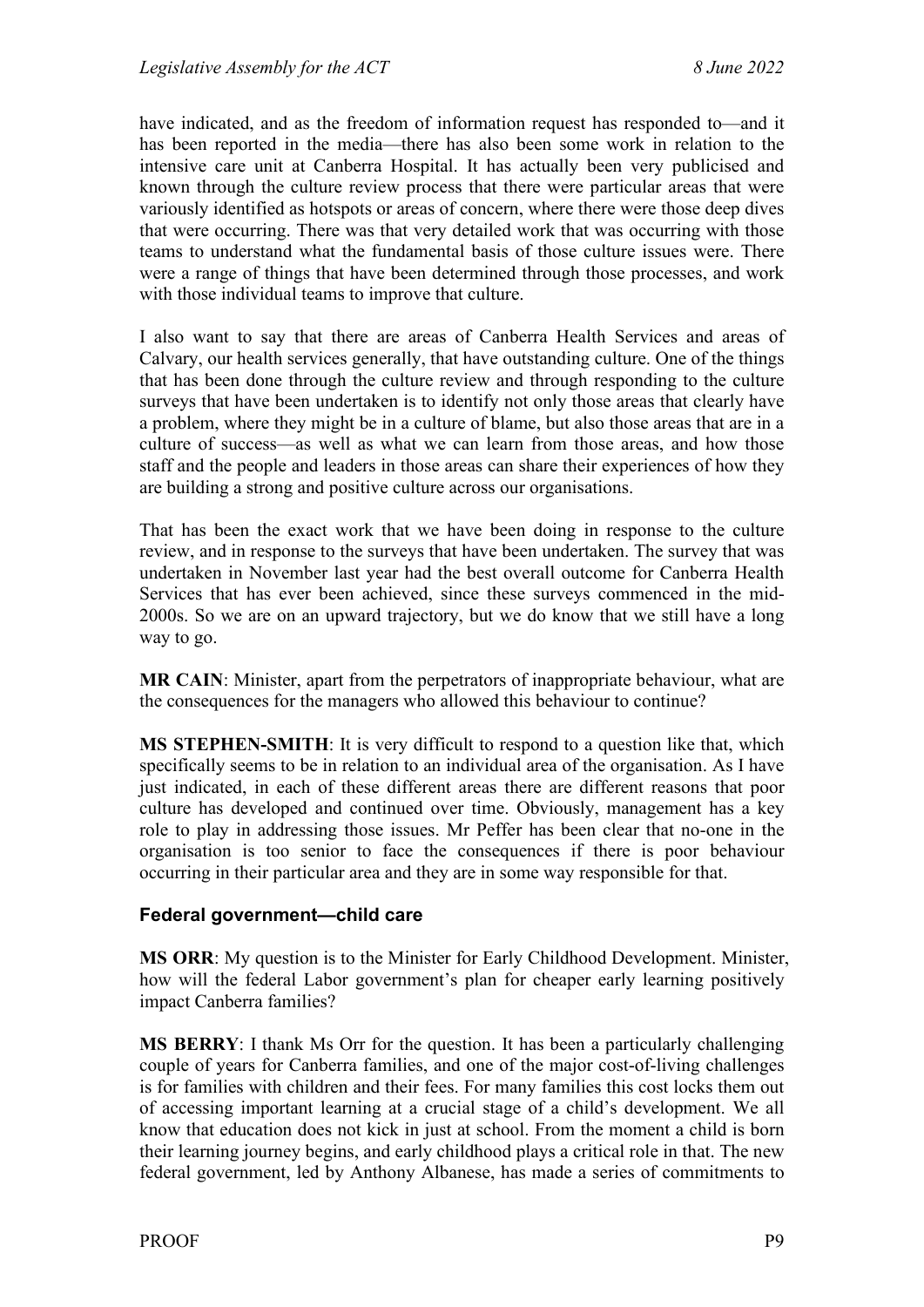have indicated, and as the freedom of information request has responded to—and it has been reported in the media—there has also been some work in relation to the intensive care unit at Canberra Hospital. It has actually been very publicised and known through the culture review process that there were particular areas that were variously identified as hotspots or areas of concern, where there were those deep dives that were occurring. There was that very detailed work that was occurring with those teams to understand what the fundamental basis of those culture issues were. There were a range of things that have been determined through those processes, and work with those individual teams to improve that culture.

I also want to say that there are areas of Canberra Health Services and areas of Calvary, our health services generally, that have outstanding culture. One of the things that has been done through the culture review and through responding to the culture surveys that have been undertaken is to identify not only those areas that clearly have a problem, where they might be in a culture of blame, but also those areas that are in a culture of success—as well as what we can learn from those areas, and how those staff and the people and leaders in those areas can share their experiences of how they are building a strong and positive culture across our organisations.

That has been the exact work that we have been doing in response to the culture review, and in response to the surveys that have been undertaken. The survey that was undertaken in November last year had the best overall outcome for Canberra Health Services that has ever been achieved, since these surveys commenced in the mid-2000s. So we are on an upward trajectory, but we do know that we still have a long way to go.

**MR CAIN**: Minister, apart from the perpetrators of inappropriate behaviour, what are the consequences for the managers who allowed this behaviour to continue?

**MS STEPHEN-SMITH**: It is very difficult to respond to a question like that, which specifically seems to be in relation to an individual area of the organisation. As I have just indicated, in each of these different areas there are different reasons that poor culture has developed and continued over time. Obviously, management has a key role to play in addressing those issues. Mr Peffer has been clear that no-one in the organisation is too senior to face the consequences if there is poor behaviour occurring in their particular area and they are in some way responsible for that.

### Federal government—child care

**MS ORR**: My question is to the Minister for Early Childhood Development. Minister, how will the federal Labor government's plan for cheaper early learning positively impact Canberra families?

**MS BERRY**: I thank Ms Orr for the question. It has been a particularly challenging couple of years for Canberra families, and one of the major cost-of-living challenges is for families with children and their fees. For many families this cost locks them out of accessing important learning at a crucial stage of a child's development. We all know that education does not kick in just at school. From the moment a child is born their learning journey begins, and early childhood plays a critical role in that. The new federal government, led by Anthony Albanese, has made a series of commitments to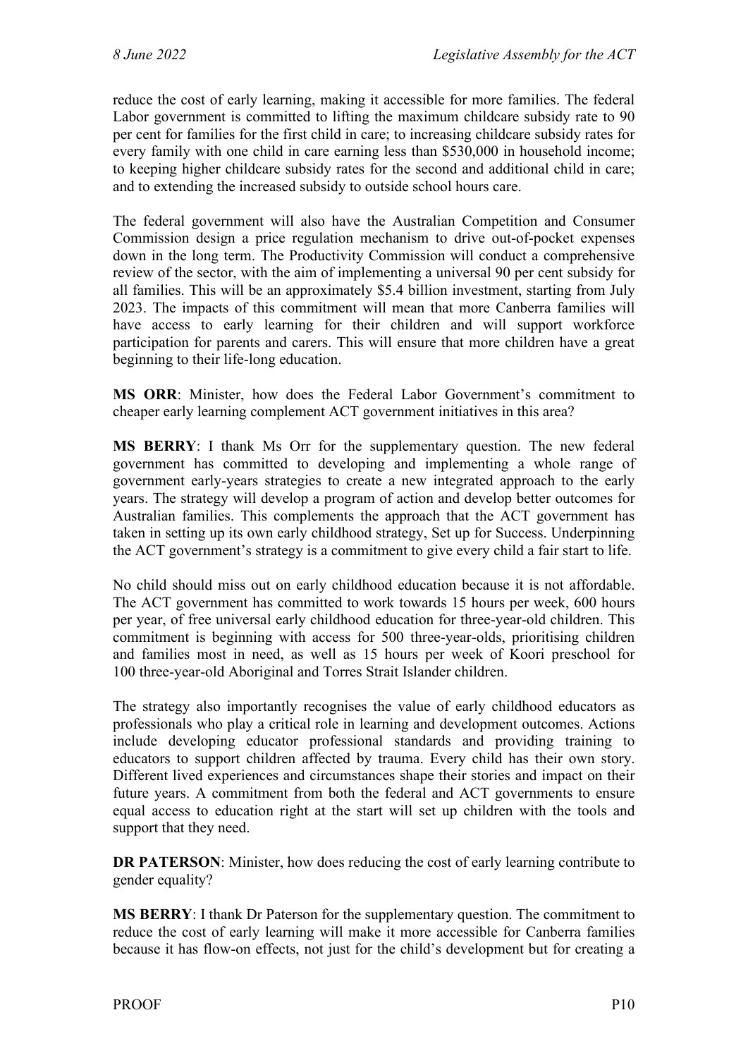reduce the cost of early learning, making it accessible for more families. The federal Labor government is committed to lifting the maximum childcare subsidy rate to 90 per cent for families for the first child in care; to increasing childcare subsidy rates for every family with one child in care earning less than $530,000 in household income; to keeping higher childcare subsidy rates for the second and additional child in care; and to extending the increased subsidy to outside school hours care.

The federal government will also have the Australian Competition and Consumer Commission design a price regulation mechanism to drive out-of-pocket expenses down in the long term. The Productivity Commission will conduct a comprehensive review of the sector, with the aim of implementing a universal 90 per cent subsidy for all families. This will be an approximately $5.4 billion investment, starting from July 2023. The impacts of this commitment will mean that more Canberra families will have access to early learning for their children and will support workforce participation for parents and carers. This will ensure that more children have a great beginning to their life-long education.

**MS ORR**: Minister, how does the Federal Labor Government's commitment to cheaper early learning complement ACT government initiatives in this area?

**MS BERRY**: I thank Ms Orr for the supplementary question. The new federal government has committed to developing and implementing a whole range of government early-years strategies to create a new integrated approach to the early years. The strategy will develop a program of action and develop better outcomes for Australian families. This complements the approach that the ACT government has taken in setting up its own early childhood strategy, Set up for Success. Underpinning the ACT government's strategy is a commitment to give every child a fair start to life.

No child should miss out on early childhood education because it is not affordable. The ACT government has committed to work towards 15 hours per week, 600 hours per year, of free universal early childhood education for three-year-old children. This commitment is beginning with access for 500 three-year-olds, prioritising children and families most in need, as well as 15 hours per week of Koori preschool for 100 three-year-old Aboriginal and Torres Strait Islander children.

The strategy also importantly recognises the value of early childhood educators as professionals who play a critical role in learning and development outcomes. Actions include developing educator professional standards and providing training to educators to support children affected by trauma. Every child has their own story. Different lived experiences and circumstances shape their stories and impact on their future years. A commitment from both the federal and ACT governments to ensure equal access to education right at the start will set up children with the tools and support that they need.

**DR PATERSON**: Minister, how does reducing the cost of early learning contribute to gender equality?

**MS BERRY**: I thank Dr Paterson for the supplementary question. The commitment to reduce the cost of early learning will make it more accessible for Canberra families because it has flow-on effects, not just for the child's development but for creating a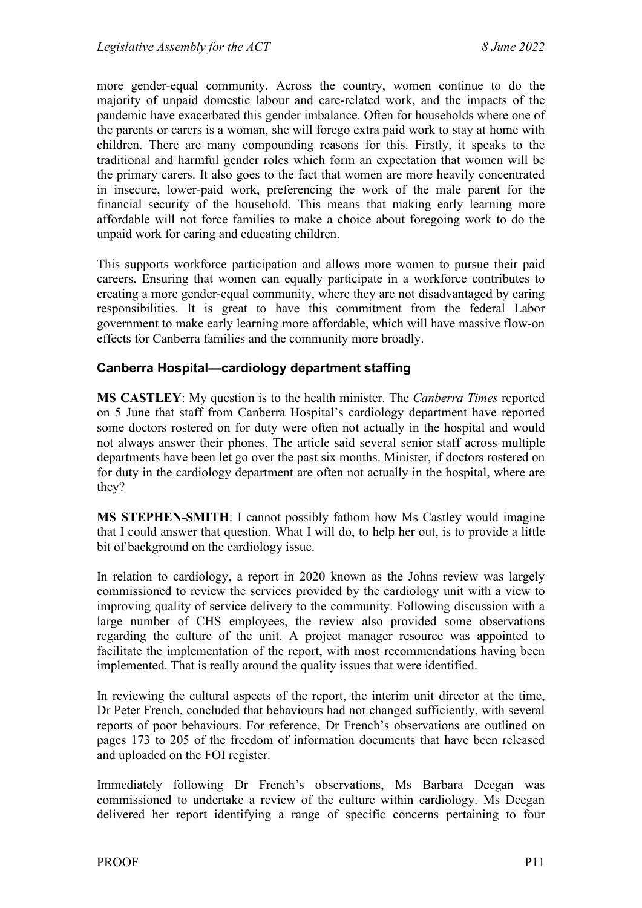more gender-equal community. Across the country, women continue to do the majority of unpaid domestic labour and care-related work, and the impacts of the pandemic have exacerbated this gender imbalance. Often for households where one of the parents or carers is a woman, she will forego extra paid work to stay at home with children. There are many compounding reasons for this. Firstly, it speaks to the traditional and harmful gender roles which form an expectation that women will be the primary carers. It also goes to the fact that women are more heavily concentrated in insecure, lower-paid work, preferencing the work of the male parent for the financial security of the household. This means that making early learning more affordable will not force families to make a choice about foregoing work to do the unpaid work for caring and educating children.

This supports workforce participation and allows more women to pursue their paid careers. Ensuring that women can equally participate in a workforce contributes to creating a more gender-equal community, where they are not disadvantaged by caring responsibilities. It is great to have this commitment from the federal Labor government to make early learning more affordable, which will have massive flow-on effects for Canberra families and the community more broadly.

### Canberra Hospital—cardiology department staffing

**MS CASTLEY**: My question is to the health minister. The *Canberra Times* reported on 5 June that staff from Canberra Hospital's cardiology department have reported some doctors rostered on for duty were often not actually in the hospital and would not always answer their phones. The article said several senior staff across multiple departments have been let go over the past six months. Minister, if doctors rostered on for duty in the cardiology department are often not actually in the hospital, where are they?

**MS STEPHEN-SMITH**: I cannot possibly fathom how Ms Castley would imagine that I could answer that question. What I will do, to help her out, is to provide a little bit of background on the cardiology issue.

In relation to cardiology, a report in 2020 known as the Johns review was largely commissioned to review the services provided by the cardiology unit with a view to improving quality of service delivery to the community. Following discussion with a large number of CHS employees, the review also provided some observations regarding the culture of the unit. A project manager resource was appointed to facilitate the implementation of the report, with most recommendations having been implemented. That is really around the quality issues that were identified.

In reviewing the cultural aspects of the report, the interim unit director at the time, Dr Peter French, concluded that behaviours had not changed sufficiently, with several reports of poor behaviours. For reference, Dr French's observations are outlined on pages 173 to 205 of the freedom of information documents that have been released and uploaded on the FOI register.

Immediately following Dr French's observations, Ms Barbara Deegan was commissioned to undertake a review of the culture within cardiology. Ms Deegan delivered her report identifying a range of specific concerns pertaining to four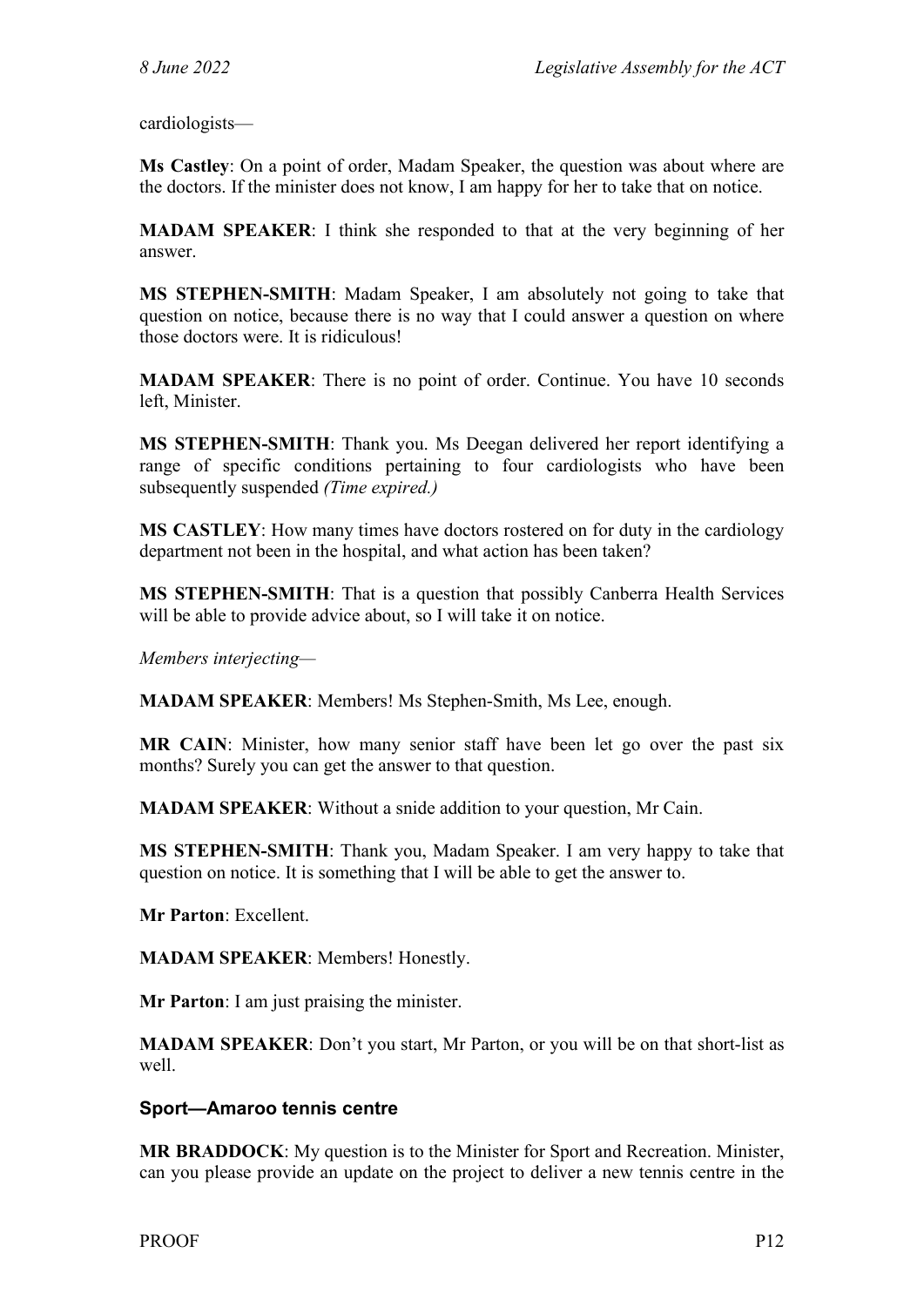cardiologists—

**Ms Castley**: On a point of order, Madam Speaker, the question was about where are the doctors. If the minister does not know, I am happy for her to take that on notice.

**MADAM SPEAKER**: I think she responded to that at the very beginning of her answer.

**MS STEPHEN-SMITH**: Madam Speaker, I am absolutely not going to take that question on notice, because there is no way that I could answer a question on where those doctors were. It is ridiculous!

**MADAM SPEAKER**: There is no point of order. Continue. You have 10 seconds left, Minister.

**MS STEPHEN-SMITH**: Thank you. Ms Deegan delivered her report identifying a range of specific conditions pertaining to four cardiologists who have been subsequently suspended *(Time expired.)*

**MS CASTLEY**: How many times have doctors rostered on for duty in the cardiology department not been in the hospital, and what action has been taken?

**MS STEPHEN-SMITH**: That is a question that possibly Canberra Health Services will be able to provide advice about, so I will take it on notice.

*Members interjecting—*

**MADAM SPEAKER**: Members! Ms Stephen-Smith, Ms Lee, enough.

**MR CAIN**: Minister, how many senior staff have been let go over the past six months? Surely you can get the answer to that question.

**MADAM SPEAKER**: Without a snide addition to your question, Mr Cain.

**MS STEPHEN-SMITH**: Thank you, Madam Speaker. I am very happy to take that question on notice. It is something that I will be able to get the answer to.

**Mr Parton**: Excellent.

**MADAM SPEAKER**: Members! Honestly.

**Mr Parton**: I am just praising the minister.

**MADAM SPEAKER**: Don't you start, Mr Parton, or you will be on that short-list as well.

### Sport—Amaroo tennis centre

**MR BRADDOCK**: My question is to the Minister for Sport and Recreation. Minister, can you please provide an update on the project to deliver a new tennis centre in the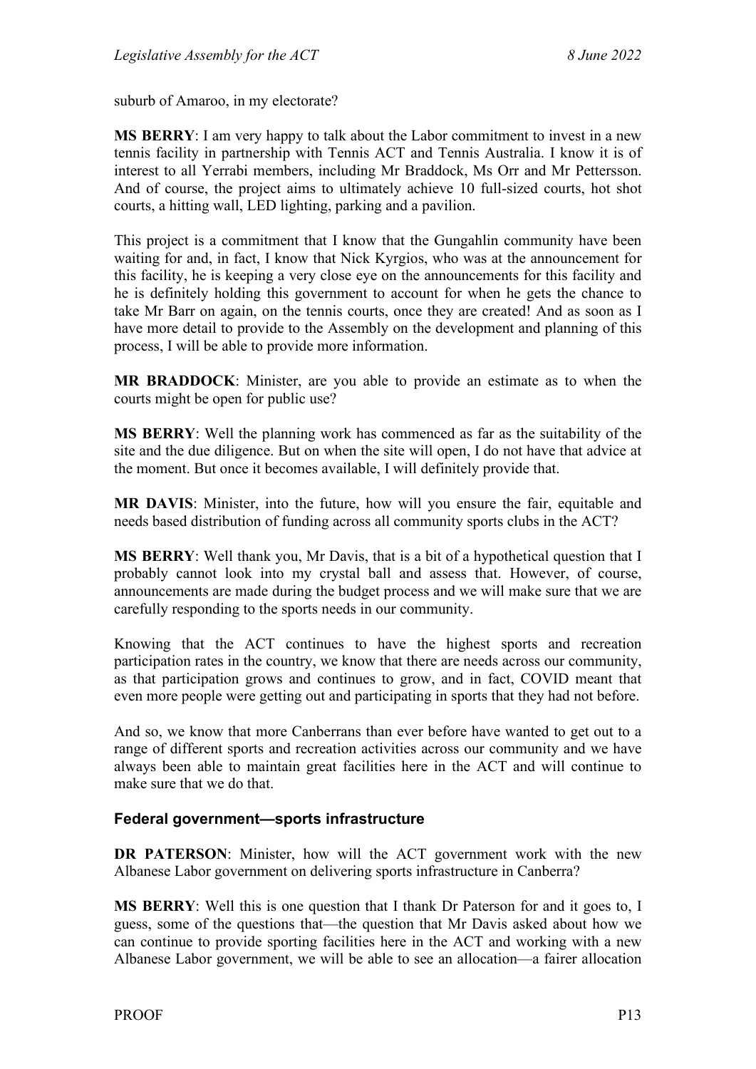suburb of Amaroo, in my electorate?

**MS BERRY**: I am very happy to talk about the Labor commitment to invest in a new tennis facility in partnership with Tennis ACT and Tennis Australia. I know it is of interest to all Yerrabi members, including Mr Braddock, Ms Orr and Mr Pettersson. And of course, the project aims to ultimately achieve 10 full-sized courts, hot shot courts, a hitting wall, LED lighting, parking and a pavilion.

This project is a commitment that I know that the Gungahlin community have been waiting for and, in fact, I know that Nick Kyrgios, who was at the announcement for this facility, he is keeping a very close eye on the announcements for this facility and he is definitely holding this government to account for when he gets the chance to take Mr Barr on again, on the tennis courts, once they are created! And as soon as I have more detail to provide to the Assembly on the development and planning of this process, I will be able to provide more information.

**MR BRADDOCK**: Minister, are you able to provide an estimate as to when the courts might be open for public use?

**MS BERRY**: Well the planning work has commenced as far as the suitability of the site and the due diligence. But on when the site will open, I do not have that advice at the moment. But once it becomes available, I will definitely provide that.

**MR DAVIS**: Minister, into the future, how will you ensure the fair, equitable and needs based distribution of funding across all community sports clubs in the ACT?

**MS BERRY**: Well thank you, Mr Davis, that is a bit of a hypothetical question that I probably cannot look into my crystal ball and assess that. However, of course, announcements are made during the budget process and we will make sure that we are carefully responding to the sports needs in our community.

Knowing that the ACT continues to have the highest sports and recreation participation rates in the country, we know that there are needs across our community, as that participation grows and continues to grow, and in fact, COVID meant that even more people were getting out and participating in sports that they had not before.

And so, we know that more Canberrans than ever before have wanted to get out to a range of different sports and recreation activities across our community and we have always been able to maintain great facilities here in the ACT and will continue to make sure that we do that.

### Federal government—sports infrastructure

**DR PATERSON**: Minister, how will the ACT government work with the new Albanese Labor government on delivering sports infrastructure in Canberra?

**MS BERRY**: Well this is one question that I thank Dr Paterson for and it goes to, I guess, some of the questions that—the question that Mr Davis asked about how we can continue to provide sporting facilities here in the ACT and working with a new Albanese Labor government, we will be able to see an allocation—a fairer allocation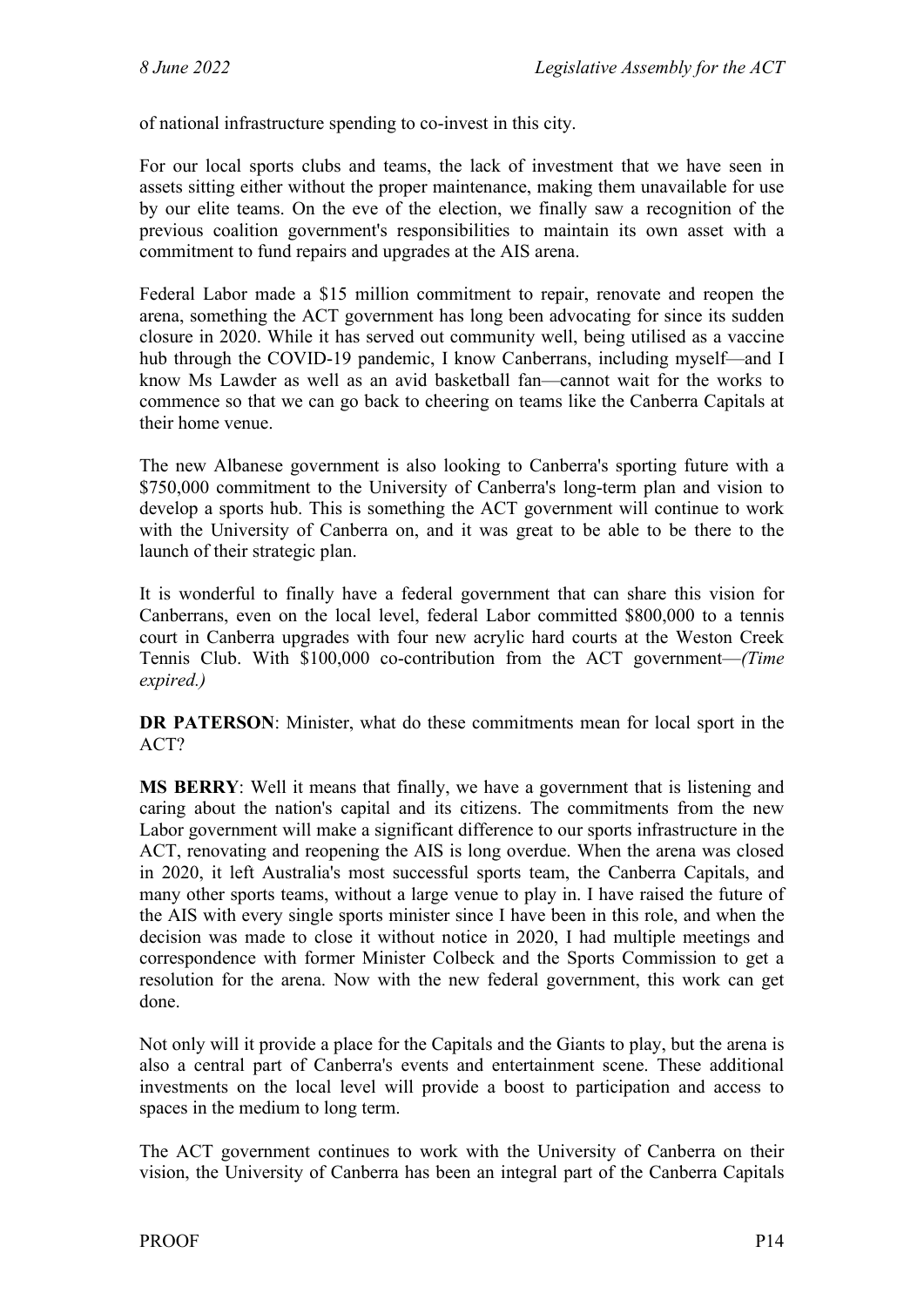of national infrastructure spending to co-invest in this city.

For our local sports clubs and teams, the lack of investment that we have seen in assets sitting either without the proper maintenance, making them unavailable for use by our elite teams. On the eve of the election, we finally saw a recognition of the previous coalition government's responsibilities to maintain its own asset with a commitment to fund repairs and upgrades at the AIS arena.

Federal Labor made a $15 million commitment to repair, renovate and reopen the arena, something the ACT government has long been advocating for since its sudden closure in 2020. While it has served out community well, being utilised as a vaccine hub through the COVID-19 pandemic, I know Canberrans, including myself—and I know Ms Lawder as well as an avid basketball fan—cannot wait for the works to commence so that we can go back to cheering on teams like the Canberra Capitals at their home venue.

The new Albanese government is also looking to Canberra's sporting future with a $750,000 commitment to the University of Canberra's long-term plan and vision to develop a sports hub. This is something the ACT government will continue to work with the University of Canberra on, and it was great to be able to be there to the launch of their strategic plan.

It is wonderful to finally have a federal government that can share this vision for Canberrans, even on the local level, federal Labor committed $800,000 to a tennis court in Canberra upgrades with four new acrylic hard courts at the Weston Creek Tennis Club. With $100,000 co-contribution from the ACT government—*(Time expired.)*

**DR PATERSON**: Minister, what do these commitments mean for local sport in the ACT?

**MS BERRY**: Well it means that finally, we have a government that is listening and caring about the nation's capital and its citizens. The commitments from the new Labor government will make a significant difference to our sports infrastructure in the ACT, renovating and reopening the AIS is long overdue. When the arena was closed in 2020, it left Australia's most successful sports team, the Canberra Capitals, and many other sports teams, without a large venue to play in. I have raised the future of the AIS with every single sports minister since I have been in this role, and when the decision was made to close it without notice in 2020, I had multiple meetings and correspondence with former Minister Colbeck and the Sports Commission to get a resolution for the arena. Now with the new federal government, this work can get done.

Not only will it provide a place for the Capitals and the Giants to play, but the arena is also a central part of Canberra's events and entertainment scene. These additional investments on the local level will provide a boost to participation and access to spaces in the medium to long term.

The ACT government continues to work with the University of Canberra on their vision, the University of Canberra has been an integral part of the Canberra Capitals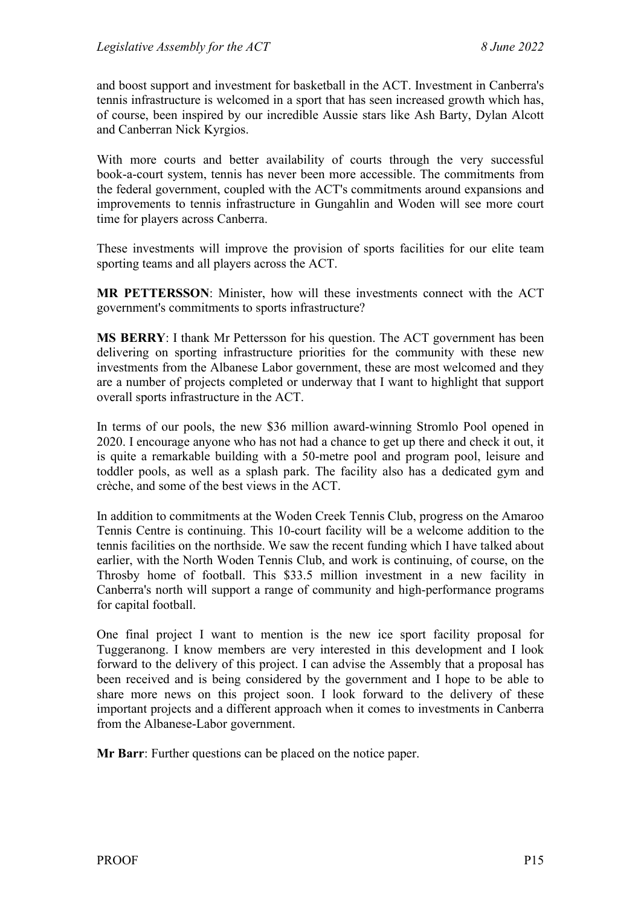and boost support and investment for basketball in the ACT. Investment in Canberra's tennis infrastructure is welcomed in a sport that has seen increased growth which has, of course, been inspired by our incredible Aussie stars like Ash Barty, Dylan Alcott and Canberran Nick Kyrgios.

With more courts and better availability of courts through the very successful book-a-court system, tennis has never been more accessible. The commitments from the federal government, coupled with the ACT's commitments around expansions and improvements to tennis infrastructure in Gungahlin and Woden will see more court time for players across Canberra.

These investments will improve the provision of sports facilities for our elite team sporting teams and all players across the ACT.

**MR PETTERSSON**: Minister, how will these investments connect with the ACT government's commitments to sports infrastructure?

**MS BERRY**: I thank Mr Pettersson for his question. The ACT government has been delivering on sporting infrastructure priorities for the community with these new investments from the Albanese Labor government, these are most welcomed and they are a number of projects completed or underway that I want to highlight that support overall sports infrastructure in the ACT.

In terms of our pools, the new $36 million award-winning Stromlo Pool opened in 2020. I encourage anyone who has not had a chance to get up there and check it out, it is quite a remarkable building with a 50-metre pool and program pool, leisure and toddler pools, as well as a splash park. The facility also has a dedicated gym and crèche, and some of the best views in the ACT.

In addition to commitments at the Woden Creek Tennis Club, progress on the Amaroo Tennis Centre is continuing. This 10-court facility will be a welcome addition to the tennis facilities on the northside. We saw the recent funding which I have talked about earlier, with the North Woden Tennis Club, and work is continuing, of course, on the Throsby home of football. This $33.5 million investment in a new facility in Canberra's north will support a range of community and high-performance programs for capital football.

One final project I want to mention is the new ice sport facility proposal for Tuggeranong. I know members are very interested in this development and I look forward to the delivery of this project. I can advise the Assembly that a proposal has been received and is being considered by the government and I hope to be able to share more news on this project soon. I look forward to the delivery of these important projects and a different approach when it comes to investments in Canberra from the Albanese-Labor government.

**Mr Barr**: Further questions can be placed on the notice paper.